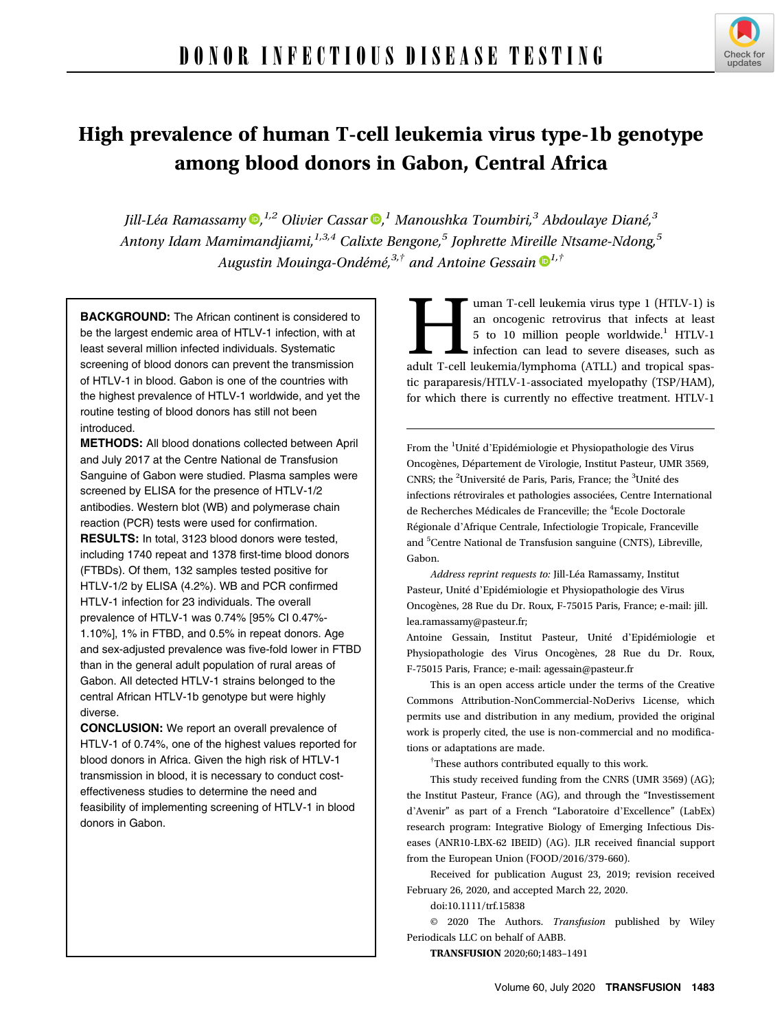DONOR INFECTIOUS DISEASE TESTING

# High prevalence of human T-cell leukemia virus type-1b genotype among blood donors in Gabon, Central Africa

*Jill-Léa Ramassamy*,[1,2] *Olivier Cassar*,[1] *Manoushka Toumbiri*,[3] *Abdoulaye Diané*,[3] *Antony Idam Mamimandjiami*,[1,3,4] *Calixte Bengone*,[5] *Jophrette Mireille Ntsame-Ndong*,[5] *Augustin Mouinga-Ondémé*,[3,†] *and Antoine Gessain*[1,†]

**BACKGROUND:** The African continent is considered to be the largest endemic area of HTLV-1 infection, with at least several million infected individuals. Systematic screening of blood donors can prevent the transmission of HTLV-1 in blood. Gabon is one of the countries with the highest prevalence of HTLV-1 worldwide, and yet the routine testing of blood donors has still not been introduced.

**METHODS:** All blood donations collected between April and July 2017 at the Centre National de Transfusion Sanguine of Gabon were studied. Plasma samples were screened by ELISA for the presence of HTLV-1/2 antibodies. Western blot (WB) and polymerase chain reaction (PCR) tests were used for confirmation.

**RESULTS:** In total, 3123 blood donors were tested, including 1740 repeat and 1378 first-time blood donors (FTBDs). Of them, 132 samples tested positive for HTLV-1/2 by ELISA (4.2%). WB and PCR confirmed HTLV-1 infection for 23 individuals. The overall prevalence of HTLV-1 was 0.74% [95% CI 0.47%-1.10%], 1% in FTBD, and 0.5% in repeat donors. Age and sex-adjusted prevalence was five-fold lower in FTBD than in the general adult population of rural areas of Gabon. All detected HTLV-1 strains belonged to the central African HTLV-1b genotype but were highly diverse.

**CONCLUSION:** We report an overall prevalence of HTLV-1 of 0.74%, one of the highest values reported for blood donors in Africa. Given the high risk of HTLV-1 transmission in blood, it is necessary to conduct cost-effectiveness studies to determine the need and feasibility of implementing screening of HTLV-1 in blood donors in Gabon.

Human T-cell leukemia virus type 1 (HTLV-1) is an oncogenic retrovirus that infects at least 5 to 10 million people worldwide.[1] HTLV-1 infection can lead to severe diseases, such as adult T-cell leukemia/lymphoma (ATLL) and tropical spastic paraparesis/HTLV-1-associated myelopathy (TSP/HAM), for which there is currently no effective treatment. HTLV-1

---

From the [1]Unité d'Epidémiologie et Physiopathologie des Virus Oncogènes, Département de Virologie, Institut Pasteur, UMR 3569, CNRS; the [2]Université de Paris, Paris, France; the [3]Unité des infections rétrovirales et pathologies associées, Centre International de Recherches Médicales de Franceville; the [4]Ecole Doctorale Régionale d'Afrique Centrale, Infectiologie Tropicale, Franceville and [5]Centre National de Transfusion sanguine (CNTS), Libreville, Gabon.

*Address reprint requests to:* Jill-Léa Ramassamy, Institut Pasteur, Unité d'Epidémiologie et Physiopathologie des Virus Oncogènes, 28 Rue du Dr. Roux, F-75015 Paris, France; e-mail: jill.lea.ramassamy@pasteur.fr;

Antoine Gessain, Institut Pasteur, Unité d'Epidémiologie et Physiopathologie des Virus Oncogènes, 28 Rue du Dr. Roux, F-75015 Paris, France; e-mail: agessain@pasteur.fr

This is an open access article under the terms of the Creative Commons Attribution-NonCommercial-NoDerivs License, which permits use and distribution in any medium, provided the original work is properly cited, the use is non-commercial and no modifications or adaptations are made.

[†]These authors contributed equally to this work.

This study received funding from the CNRS (UMR 3569) (AG); the Institut Pasteur, France (AG), and through the "Investissement d'Avenir" as part of a French "Laboratoire d'Excellence" (LabEx) research program: Integrative Biology of Emerging Infectious Diseases (ANR10-LBX-62 IBEID) (AG). JLR received financial support from the European Union (FOOD/2016/379-660).

Received for publication August 23, 2019; revision received February 26, 2020, and accepted March 22, 2020.

doi:10.1111/trf.15838

© 2020 The Authors. *Transfusion* published by Wiley Periodicals LLC on behalf of AABB.

**TRANSFUSION** 2020;60;1483–1491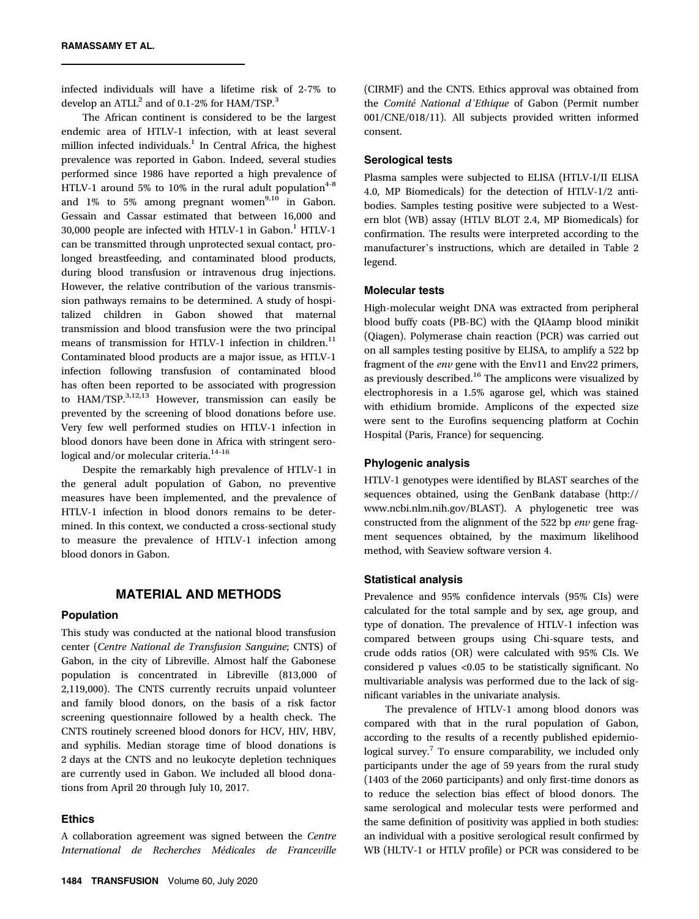infected individuals will have a lifetime risk of 2-7% to develop an ATLL[2] and of 0.1-2% for HAM/TSP.[3]

The African continent is considered to be the largest endemic area of HTLV-1 infection, with at least several million infected individuals.[1] In Central Africa, the highest prevalence was reported in Gabon. Indeed, several studies performed since 1986 have reported a high prevalence of HTLV-1 around 5% to 10% in the rural adult population[4-8] and 1% to 5% among pregnant women[9,10] in Gabon. Gessain and Cassar estimated that between 16,000 and 30,000 people are infected with HTLV-1 in Gabon.[1] HTLV-1 can be transmitted through unprotected sexual contact, prolonged breastfeeding, and contaminated blood products, during blood transfusion or intravenous drug injections. However, the relative contribution of the various transmission pathways remains to be determined. A study of hospitalized children in Gabon showed that maternal transmission and blood transfusion were the two principal means of transmission for HTLV-1 infection in children.[11] Contaminated blood products are a major issue, as HTLV-1 infection following transfusion of contaminated blood has often been reported to be associated with progression to HAM/TSP.[3,12,13] However, transmission can easily be prevented by the screening of blood donations before use. Very few well performed studies on HTLV-1 infection in blood donors have been done in Africa with stringent serological and/or molecular criteria.[14-16]

Despite the remarkably high prevalence of HTLV-1 in the general adult population of Gabon, no preventive measures have been implemented, and the prevalence of HTLV-1 infection in blood donors remains to be determined. In this context, we conducted a cross-sectional study to measure the prevalence of HTLV-1 infection among blood donors in Gabon.

## MATERIAL AND METHODS

### Population

This study was conducted at the national blood transfusion center (*Centre National de Transfusion Sanguine*; CNTS) of Gabon, in the city of Libreville. Almost half the Gabonese population is concentrated in Libreville (813,000 of 2,119,000). The CNTS currently recruits unpaid volunteer and family blood donors, on the basis of a risk factor screening questionnaire followed by a health check. The CNTS routinely screened blood donors for HCV, HIV, HBV, and syphilis. Median storage time of blood donations is 2 days at the CNTS and no leukocyte depletion techniques are currently used in Gabon. We included all blood donations from April 20 through July 10, 2017.

### Ethics

A collaboration agreement was signed between the *Centre International de Recherches Médicales de Franceville* (CIRMF) and the CNTS. Ethics approval was obtained from the *Comité National d'Ethique* of Gabon (Permit number 001/CNE/018/11). All subjects provided written informed consent.

### Serological tests

Plasma samples were subjected to ELISA (HTLV-I/II ELISA 4.0, MP Biomedicals) for the detection of HTLV-1/2 antibodies. Samples testing positive were subjected to a Western blot (WB) assay (HTLV BLOT 2.4, MP Biomedicals) for confirmation. The results were interpreted according to the manufacturer's instructions, which are detailed in Table 2 legend.

### Molecular tests

High-molecular weight DNA was extracted from peripheral blood buffy coats (PB-BC) with the QIAamp blood minikit (Qiagen). Polymerase chain reaction (PCR) was carried out on all samples testing positive by ELISA, to amplify a 522 bp fragment of the *env* gene with the Env11 and Env22 primers, as previously described.[16] The amplicons were visualized by electrophoresis in a 1.5% agarose gel, which was stained with ethidium bromide. Amplicons of the expected size were sent to the Eurofins sequencing platform at Cochin Hospital (Paris, France) for sequencing.

### Phylogenic analysis

HTLV-1 genotypes were identified by BLAST searches of the sequences obtained, using the GenBank database (http://www.ncbi.nlm.nih.gov/BLAST). A phylogenetic tree was constructed from the alignment of the 522 bp *env* gene fragment sequences obtained, by the maximum likelihood method, with Seaview software version 4.

### Statistical analysis

Prevalence and 95% confidence intervals (95% CIs) were calculated for the total sample and by sex, age group, and type of donation. The prevalence of HTLV-1 infection was compared between groups using Chi-square tests, and crude odds ratios (OR) were calculated with 95% CIs. We considered p values $<0.05$ to be statistically significant. No multivariable analysis was performed due to the lack of significant variables in the univariate analysis.

The prevalence of HTLV-1 among blood donors was compared with that in the rural population of Gabon, according to the results of a recently published epidemiological survey.[7] To ensure comparability, we included only participants under the age of 59 years from the rural study (1403 of the 2060 participants) and only first-time donors as to reduce the selection bias effect of blood donors. The same serological and molecular tests were performed and the same definition of positivity was applied in both studies: an individual with a positive serological result confirmed by WB (HLTV-1 or HTLV profile) or PCR was considered to be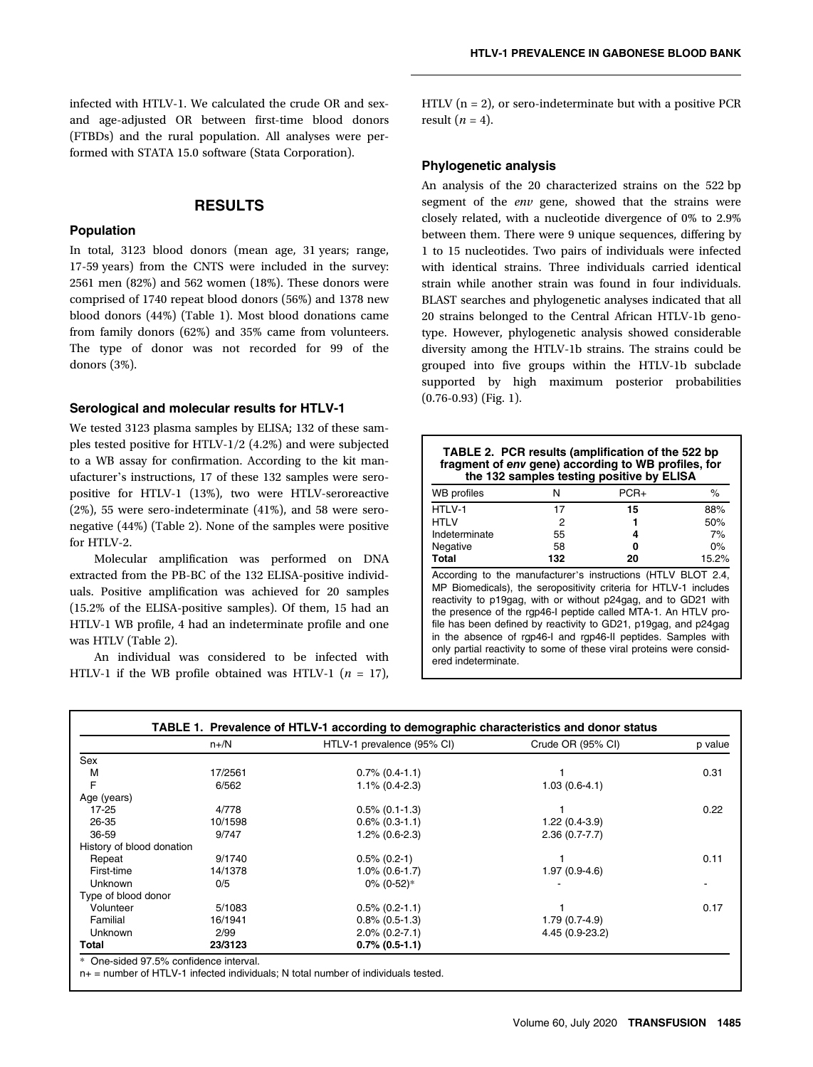infected with HTLV-1. We calculated the crude OR and sex- and age-adjusted OR between first-time blood donors (FTBDs) and the rural population. All analyses were performed with STATA 15.0 software (Stata Corporation).

## RESULTS

### Population

In total, 3123 blood donors (mean age, 31 years; range, 17-59 years) from the CNTS were included in the survey: 2561 men (82%) and 562 women (18%). These donors were comprised of 1740 repeat blood donors (56%) and 1378 new blood donors (44%) (Table 1). Most blood donations came from family donors (62%) and 35% came from volunteers. The type of donor was not recorded for 99 of the donors (3%).

### Serological and molecular results for HTLV-1

We tested 3123 plasma samples by ELISA; 132 of these samples tested positive for HTLV-1/2 (4.2%) and were subjected to a WB assay for confirmation. According to the kit manufacturer's instructions, 17 of these 132 samples were seropositive for HTLV-1 (13%), two were HTLV-seroreactive (2%), 55 were sero-indeterminate (41%), and 58 were seronegative (44%) (Table 2). None of the samples were positive for HTLV-2.

Molecular amplification was performed on DNA extracted from the PB-BC of the 132 ELISA-positive individuals. Positive amplification was achieved for 20 samples (15.2% of the ELISA-positive samples). Of them, 15 had an HTLV-1 WB profile, 4 had an indeterminate profile and one was HTLV (Table 2).

An individual was considered to be infected with HTLV-1 if the WB profile obtained was HTLV-1 ($n$ = 17), HTLV (n = 2), or sero-indeterminate but with a positive PCR result ($n$ = 4).

### Phylogenetic analysis

An analysis of the 20 characterized strains on the 522 bp segment of the *env* gene, showed that the strains were closely related, with a nucleotide divergence of 0% to 2.9% between them. There were 9 unique sequences, differing by 1 to 15 nucleotides. Two pairs of individuals were infected with identical strains. Three individuals carried identical strain while another strain was found in four individuals. BLAST searches and phylogenetic analyses indicated that all 20 strains belonged to the Central African HTLV-1b genotype. However, phylogenetic analysis showed considerable diversity among the HTLV-1b strains. The strains could be grouped into five groups within the HTLV-1b subclade supported by high maximum posterior probabilities (0.76-0.93) (Fig. 1).

**TABLE 2. PCR results (amplification of the 522 bp fragment of *env* gene) according to WB profiles, for the 132 samples testing positive by ELISA**

| WB profiles | N | PCR+ | % |
|---|---|---|---|
| HTLV-1 | 17 | **15** | 88% |
| HTLV | 2 | **1** | 50% |
| Indeterminate | 55 | **4** | 7% |
| Negative | 58 | **0** | 0% |
| **Total** | **132** | **20** | 15.2% |

According to the manufacturer's instructions (HTLV BLOT 2.4, MP Biomedicals), the seropositivity criteria for HTLV-1 includes reactivity to p19gag, with or without p24gag, and to GD21 with the presence of the rgp46-I peptide called MTA-1. An HTLV profile has been defined by reactivity to GD21, p19gag, and p24gag in the absence of rgp46-I and rgp46-II peptides. Samples with only partial reactivity to some of these viral proteins were considered indeterminate.

**TABLE 1. Prevalence of HTLV-1 according to demographic characteristics and donor status**

| | n+/N | HTLV-1 prevalence (95% CI) | Crude OR (95% CI) | p value |
|---|---|---|---|---|
| Sex | | | | |
| M | 17/2561 | 0.7% (0.4-1.1) | 1 | 0.31 |
| F | 6/562 | 1.1% (0.4-2.3) | 1.03 (0.6-4.1) | |
| Age (years) | | | | |
| 17-25 | 4/778 | 0.5% (0.1-1.3) | 1 | 0.22 |
| 26-35 | 10/1598 | 0.6% (0.3-1.1) | 1.22 (0.4-3.9) | |
| 36-59 | 9/747 | 1.2% (0.6-2.3) | 2.36 (0.7-7.7) | |
| History of blood donation | | | | |
| Repeat | 9/1740 | 0.5% (0.2-1) | 1 | 0.11 |
| First-time | 14/1378 | 1.0% (0.6-1.7) | 1.97 (0.9-4.6) | |
| Unknown | 0/5 | 0% (0-52)* | - | - |
| Type of blood donor | | | | |
| Volunteer | 5/1083 | 0.5% (0.2-1.1) | 1 | 0.17 |
| Familial | 16/1941 | 0.8% (0.5-1.3) | 1.79 (0.7-4.9) | |
| Unknown | 2/99 | 2.0% (0.2-7.1) | 4.45 (0.9-23.2) | |
| **Total** | **23/3123** | **0.7% (0.5-1.1)** | | |

\* One-sided 97.5% confidence interval.
n+ = number of HTLV-1 infected individuals; N total number of individuals tested.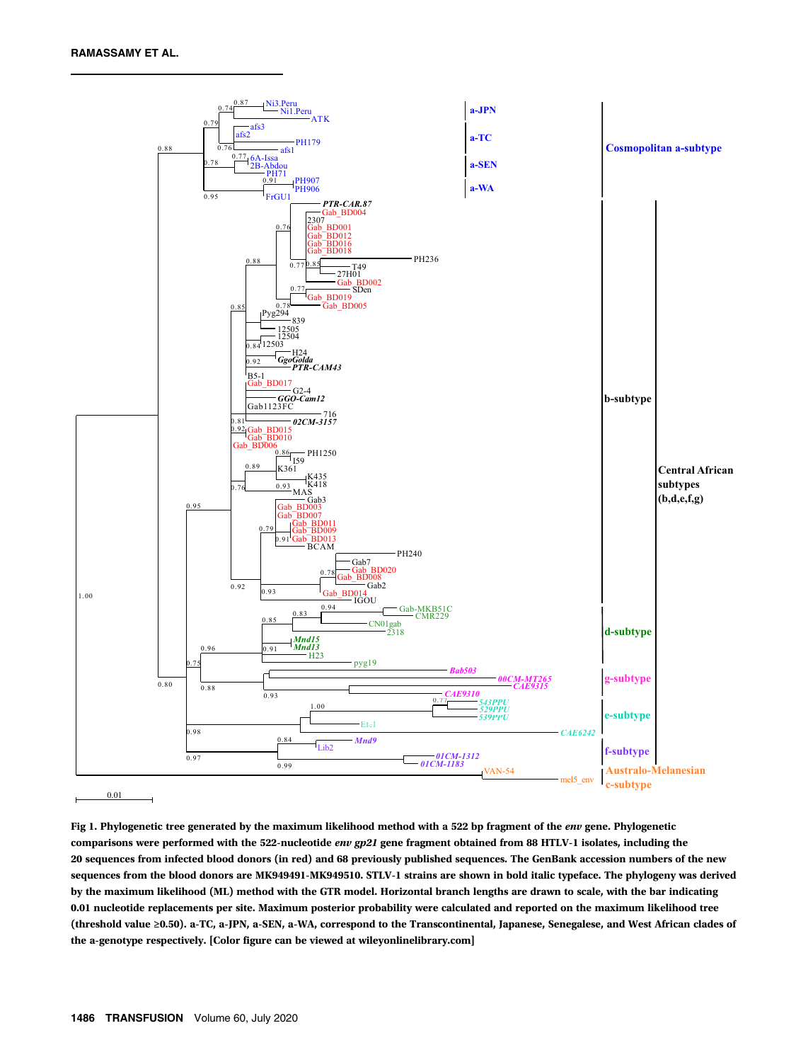Fig 1. Phylogenetic tree generated by the maximum likelihood method with a 522 bp fragment of the *env* gene. Phylogenetic comparisons were performed with the 522-nucleotide *env gp21* gene fragment obtained from 88 HTLV-1 isolates, including the 20 sequences from infected blood donors (in red) and 68 previously published sequences. The GenBank accession numbers of the new sequences from the blood donors are MK949491-MK949510. STLV-1 strains are shown in bold italic typeface. The phylogeny was derived by the maximum likelihood (ML) method with the GTR model. Horizontal branch lengths are drawn to scale, with the bar indicating 0.01 nucleotide replacements per site. Maximum posterior probability were calculated and reported on the maximum likelihood tree (threshold value ≥0.50). a-TC, a-JPN, a-SEN, a-WA, correspond to the Transcontinental, Japanese, Senegalese, and West African clades of the a-genotype respectively. [Color figure can be viewed at wileyonlinelibrary.com]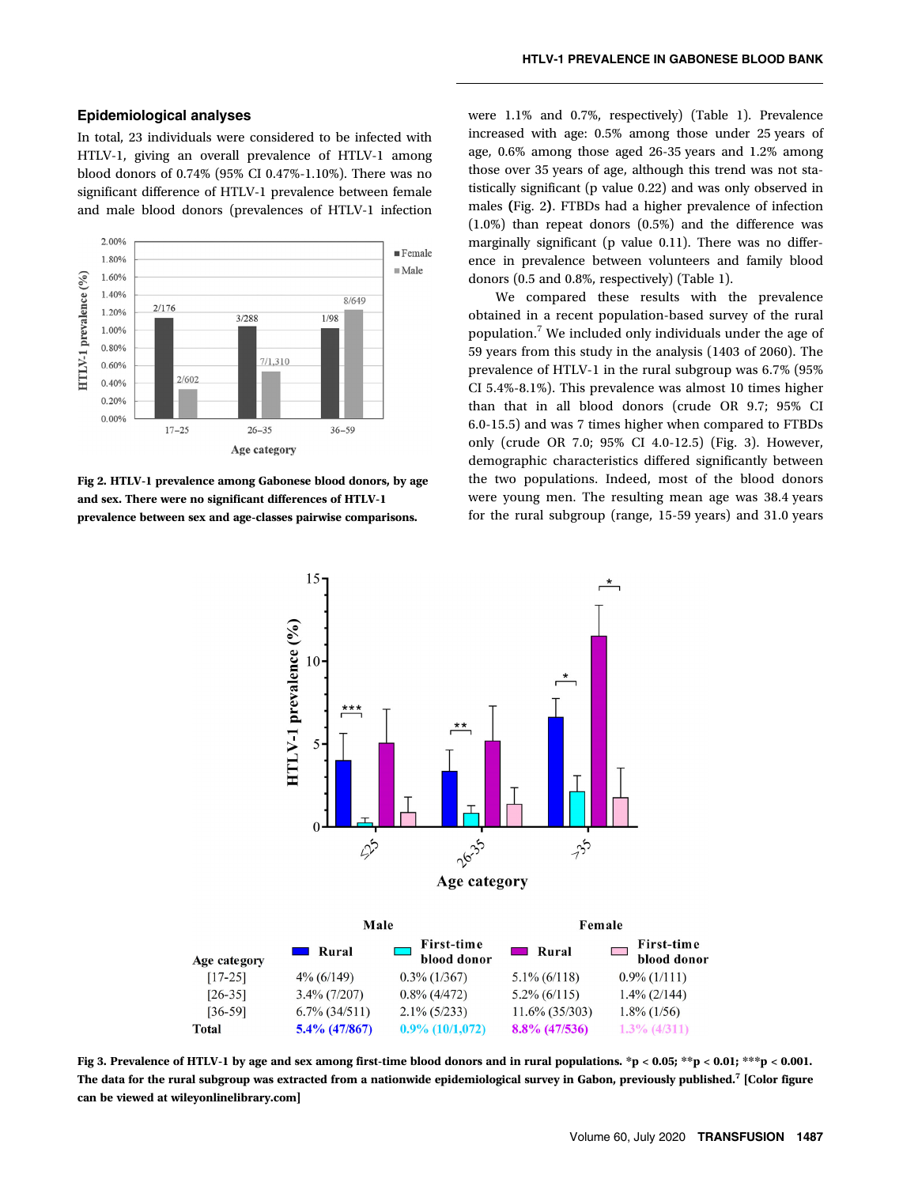### Epidemiological analyses

In total, 23 individuals were considered to be infected with HTLV-1, giving an overall prevalence of HTLV-1 among blood donors of 0.74% (95% CI 0.47%-1.10%). There was no significant difference of HTLV-1 prevalence between female and male blood donors (prevalences of HTLV-1 infection were 1.1% and 0.7%, respectively) (Table 1). Prevalence increased with age: 0.5% among those under 25 years of age, 0.6% among those aged 26-35 years and 1.2% among those over 35 years of age, although this trend was not statistically significant (p value 0.22) and was only observed in males (Fig. 2). FTBDs had a higher prevalence of infection (1.0%) than repeat donors (0.5%) and the difference was marginally significant (p value 0.11). There was no difference in prevalence between volunteers and family blood donors (0.5 and 0.8%, respectively) (Table 1).

**Fig 2. HTLV-1 prevalence among Gabonese blood donors, by age and sex. There were no significant differences of HTLV-1 prevalence between sex and age-classes pairwise comparisons.**

We compared these results with the prevalence obtained in a recent population-based survey of the rural population.[7] We included only individuals under the age of 59 years from this study in the analysis (1403 of 2060). The prevalence of HTLV-1 in the rural subgroup was 6.7% (95% CI 5.4%-8.1%). This prevalence was almost 10 times higher than that in all blood donors (crude OR 9.7; 95% CI 6.0-15.5) and was 7 times higher when compared to FTBDs only (crude OR 7.0; 95% CI 4.0-12.5) (Fig. 3). However, demographic characteristics differed significantly between the two populations. Indeed, most of the blood donors were young men. The resulting mean age was 38.4 years for the rural subgroup (range, 15-59 years) and 31.0 years

| Age category | Male: Rural | Male: First-time blood donor | Female: Rural | Female: First-time blood donor |
|---|---|---|---|---|
| [17-25] | 4% (6/149) | 0.3% (1/367) | 5.1% (6/118) | 0.9% (1/111) |
| [26-35] | 3.4% (7/207) | 0.8% (4/472) | 5.2% (6/115) | 1.4% (2/144) |
| [36-59] | 6.7% (34/511) | 2.1% (5/233) | 11.6% (35/303) | 1.8% (1/56) |
| **Total** | **5.4% (47/867)** | **0.9% (10/1,072)** | **8.8% (47/536)** | **1.3% (4/311)** |

**Fig 3. Prevalence of HTLV-1 by age and sex among first-time blood donors and in rural populations. *p < 0.05; **p < 0.01; ***p < 0.001. The data for the rural subgroup was extracted from a nationwide epidemiological survey in Gabon, previously published.[7] [Color figure can be viewed at wileyonlinelibrary.com]**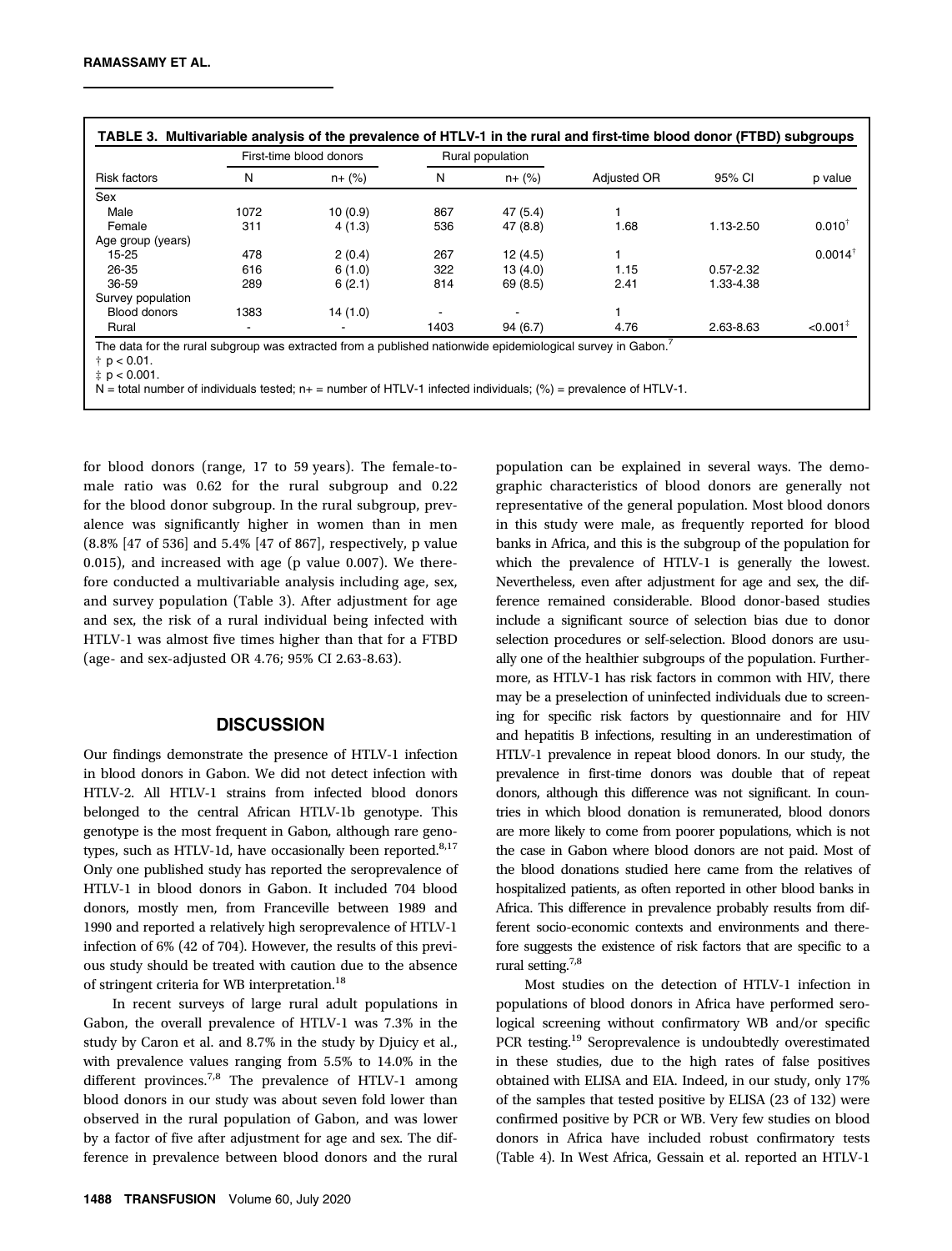**TABLE 3. Multivariable analysis of the prevalence of HTLV-1 in the rural and first-time blood donor (FTBD) subgroups**

| | First-time blood donors | | Rural population | | | | |
|---|---|---|---|---|---|---|---|
| Risk factors | N | n+ (%) | N | n+ (%) | Adjusted OR | 95% CI | p value |
| Sex | | | | | | | |
| Male | 1072 | 10 (0.9) | 867 | 47 (5.4) | 1 | | |
| Female | 311 | 4 (1.3) | 536 | 47 (8.8) | 1.68 | 1.13-2.50 | 0.010† |
| Age group (years) | | | | | | | |
| 15-25 | 478 | 2 (0.4) | 267 | 12 (4.5) | 1 | | 0.0014† |
| 26-35 | 616 | 6 (1.0) | 322 | 13 (4.0) | 1.15 | 0.57-2.32 | |
| 36-59 | 289 | 6 (2.1) | 814 | 69 (8.5) | 2.41 | 1.33-4.38 | |
| Survey population | | | | | | | |
| Blood donors | 1383 | 14 (1.0) | - | - | 1 | | |
| Rural | - | - | 1403 | 94 (6.7) | 4.76 | 2.63-8.63 | <0.001‡ |

The data for the rural subgroup was extracted from a published nationwide epidemiological survey in Gabon.[7]

† $p < 0.01$.

‡ $p < 0.001$.

N = total number of individuals tested; n+ = number of HTLV-1 infected individuals; (%) = prevalence of HTLV-1.

for blood donors (range, 17 to 59 years). The female-to-male ratio was 0.62 for the rural subgroup and 0.22 for the blood donor subgroup. In the rural subgroup, prevalence was significantly higher in women than in men (8.8% [47 of 536] and 5.4% [47 of 867], respectively, p value 0.015), and increased with age (p value 0.007). We therefore conducted a multivariable analysis including age, sex, and survey population (Table 3). After adjustment for age and sex, the risk of a rural individual being infected with HTLV-1 was almost five times higher than that for a FTBD (age- and sex-adjusted OR 4.76; 95% CI 2.63-8.63).

## DISCUSSION

Our findings demonstrate the presence of HTLV-1 infection in blood donors in Gabon. We did not detect infection with HTLV-2. All HTLV-1 strains from infected blood donors belonged to the central African HTLV-1b genotype. This genotype is the most frequent in Gabon, although rare genotypes, such as HTLV-1d, have occasionally been reported.[8,17] Only one published study has reported the seroprevalence of HTLV-1 in blood donors in Gabon. It included 704 blood donors, mostly men, from Franceville between 1989 and 1990 and reported a relatively high seroprevalence of HTLV-1 infection of 6% (42 of 704). However, the results of this previous study should be treated with caution due to the absence of stringent criteria for WB interpretation.[18]

In recent surveys of large rural adult populations in Gabon, the overall prevalence of HTLV-1 was 7.3% in the study by Caron et al. and 8.7% in the study by Djuicy et al., with prevalence values ranging from 5.5% to 14.0% in the different provinces.[7,8] The prevalence of HTLV-1 among blood donors in our study was about seven fold lower than observed in the rural population of Gabon, and was lower by a factor of five after adjustment for age and sex. The difference in prevalence between blood donors and the rural population can be explained in several ways. The demographic characteristics of blood donors are generally not representative of the general population. Most blood donors in this study were male, as frequently reported for blood banks in Africa, and this is the subgroup of the population for which the prevalence of HTLV-1 is generally the lowest. Nevertheless, even after adjustment for age and sex, the difference remained considerable. Blood donor-based studies include a significant source of selection bias due to donor selection procedures or self-selection. Blood donors are usually one of the healthier subgroups of the population. Furthermore, as HTLV-1 has risk factors in common with HIV, there may be a preselection of uninfected individuals due to screening for specific risk factors by questionnaire and for HIV and hepatitis B infections, resulting in an underestimation of HTLV-1 prevalence in repeat blood donors. In our study, the prevalence in first-time donors was double that of repeat donors, although this difference was not significant. In countries in which blood donation is remunerated, blood donors are more likely to come from poorer populations, which is not the case in Gabon where blood donors are not paid. Most of the blood donations studied here came from the relatives of hospitalized patients, as often reported in other blood banks in Africa. This difference in prevalence probably results from different socio-economic contexts and environments and therefore suggests the existence of risk factors that are specific to a rural setting.[7,8]

Most studies on the detection of HTLV-1 infection in populations of blood donors in Africa have performed serological screening without confirmatory WB and/or specific PCR testing.[19] Seroprevalence is undoubtedly overestimated in these studies, due to the high rates of false positives obtained with ELISA and EIA. Indeed, in our study, only 17% of the samples that tested positive by ELISA (23 of 132) were confirmed positive by PCR or WB. Very few studies on blood donors in Africa have included robust confirmatory tests (Table 4). In West Africa, Gessain et al. reported an HTLV-1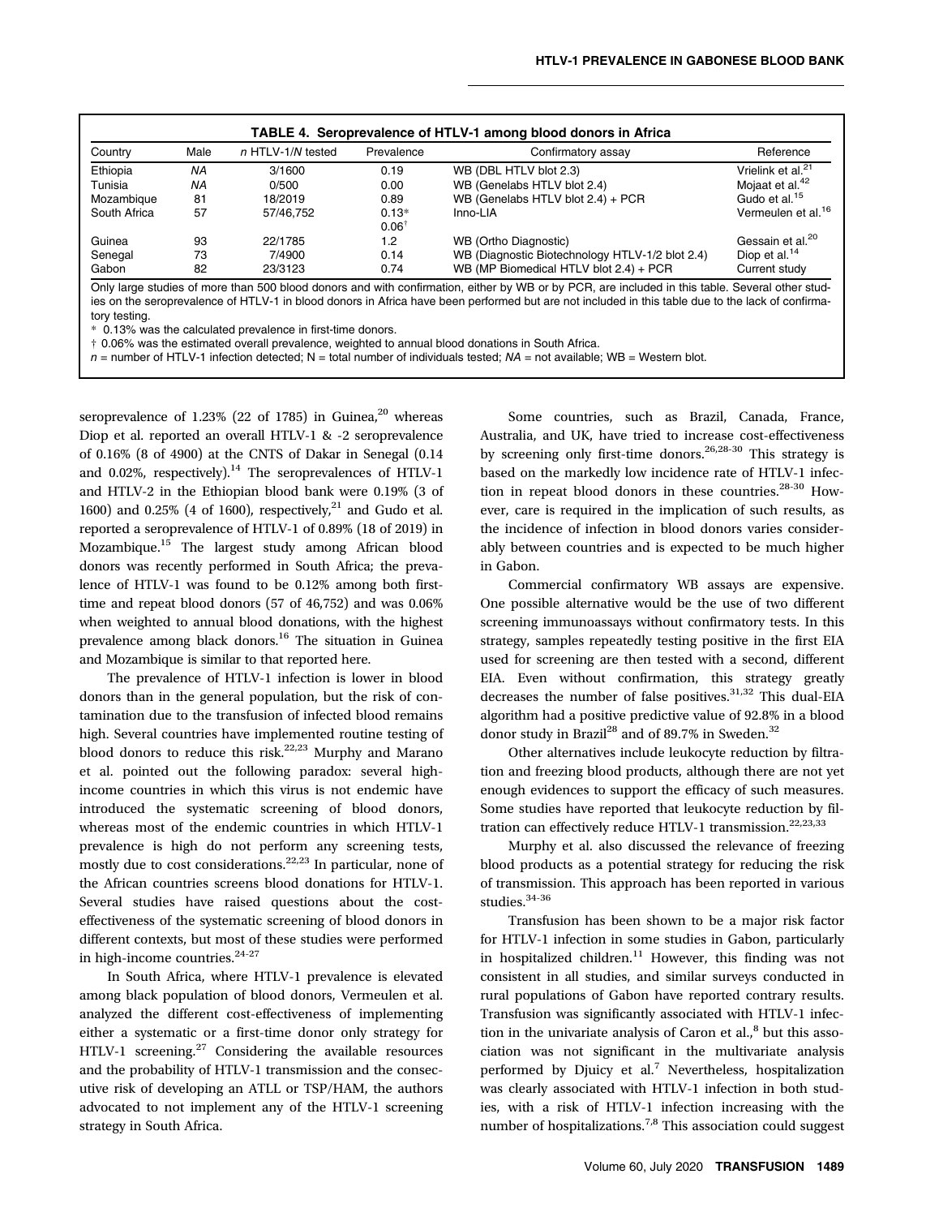**TABLE 4. Seroprevalence of HTLV-1 among blood donors in Africa**

| Country | Male | *n* HTLV-1/*N* tested | Prevalence | Confirmatory assay | Reference |
|---|---|---|---|---|---|
| Ethiopia | *NA* | 3/1600 | 0.19 | WB (DBL HTLV blot 2.3) | Vrielink et al.[21] |
| Tunisia | *NA* | 0/500 | 0.00 | WB (Genelabs HTLV blot 2.4) | Mojaat et al.[42] |
| Mozambique | 81 | 18/2019 | 0.89 | WB (Genelabs HTLV blot 2.4) + PCR | Gudo et al.[15] |
| South Africa | 57 | 57/46,752 | 0.13* 0.06† | Inno-LIA | Vermeulen et al.[16] |
| Guinea | 93 | 22/1785 | 1.2 | WB (Ortho Diagnostic) | Gessain et al.[20] |
| Senegal | 73 | 7/4900 | 0.14 | WB (Diagnostic Biotechnology HTLV-1/2 blot 2.4) | Diop et al.[14] |
| Gabon | 82 | 23/3123 | 0.74 | WB (MP Biomedical HTLV blot 2.4) + PCR | Current study |

Only large studies of more than 500 blood donors and with confirmation, either by WB or by PCR, are included in this table. Several other studies on the seroprevalence of HTLV-1 in blood donors in Africa have been performed but are not included in this table due to the lack of confirmatory testing.

\* 0.13% was the calculated prevalence in first-time donors.

† 0.06% was the estimated overall prevalence, weighted to annual blood donations in South Africa.

*n* = number of HTLV-1 infection detected; N = total number of individuals tested; *NA* = not available; WB = Western blot.

seroprevalence of 1.23% (22 of 1785) in Guinea,[20] whereas Diop et al. reported an overall HTLV-1 & -2 seroprevalence of 0.16% (8 of 4900) at the CNTS of Dakar in Senegal (0.14 and 0.02%, respectively).[14] The seroprevalences of HTLV-1 and HTLV-2 in the Ethiopian blood bank were 0.19% (3 of 1600) and 0.25% (4 of 1600), respectively,[21] and Gudo et al. reported a seroprevalence of HTLV-1 of 0.89% (18 of 2019) in Mozambique.[15] The largest study among African blood donors was recently performed in South Africa; the prevalence of HTLV-1 was found to be 0.12% among both first-time and repeat blood donors (57 of 46,752) and was 0.06% when weighted to annual blood donations, with the highest prevalence among black donors.[16] The situation in Guinea and Mozambique is similar to that reported here.

The prevalence of HTLV-1 infection is lower in blood donors than in the general population, but the risk of contamination due to the transfusion of infected blood remains high. Several countries have implemented routine testing of blood donors to reduce this risk.[22,23] Murphy and Marano et al. pointed out the following paradox: several high-income countries in which this virus is not endemic have introduced the systematic screening of blood donors, whereas most of the endemic countries in which HTLV-1 prevalence is high do not perform any screening tests, mostly due to cost considerations.[22,23] In particular, none of the African countries screens blood donations for HTLV-1. Several studies have raised questions about the cost-effectiveness of the systematic screening of blood donors in different contexts, but most of these studies were performed in high-income countries.[24-27]

In South Africa, where HTLV-1 prevalence is elevated among black population of blood donors, Vermeulen et al. analyzed the different cost-effectiveness of implementing either a systematic or a first-time donor only strategy for HTLV-1 screening.[27] Considering the available resources and the probability of HTLV-1 transmission and the consecutive risk of developing an ATLL or TSP/HAM, the authors advocated to not implement any of the HTLV-1 screening strategy in South Africa.

Some countries, such as Brazil, Canada, France, Australia, and UK, have tried to increase cost-effectiveness by screening only first-time donors.[26,28-30] This strategy is based on the markedly low incidence rate of HTLV-1 infection in repeat blood donors in these countries.[28-30] However, care is required in the implication of such results, as the incidence of infection in blood donors varies considerably between countries and is expected to be much higher in Gabon.

Commercial confirmatory WB assays are expensive. One possible alternative would be the use of two different screening immunoassays without confirmatory tests. In this strategy, samples repeatedly testing positive in the first EIA used for screening are then tested with a second, different EIA. Even without confirmation, this strategy greatly decreases the number of false positives.[31,32] This dual-EIA algorithm had a positive predictive value of 92.8% in a blood donor study in Brazil[28] and of 89.7% in Sweden.[32]

Other alternatives include leukocyte reduction by filtration and freezing blood products, although there are not yet enough evidences to support the efficacy of such measures. Some studies have reported that leukocyte reduction by filtration can effectively reduce HTLV-1 transmission.[22,23,33]

Murphy et al. also discussed the relevance of freezing blood products as a potential strategy for reducing the risk of transmission. This approach has been reported in various studies.[34-36]

Transfusion has been shown to be a major risk factor for HTLV-1 infection in some studies in Gabon, particularly in hospitalized children.[11] However, this finding was not consistent in all studies, and similar surveys conducted in rural populations of Gabon have reported contrary results. Transfusion was significantly associated with HTLV-1 infection in the univariate analysis of Caron et al.,[8] but this association was not significant in the multivariate analysis performed by Djuicy et al.[7] Nevertheless, hospitalization was clearly associated with HTLV-1 infection in both studies, with a risk of HTLV-1 infection increasing with the number of hospitalizations.[7,8] This association could suggest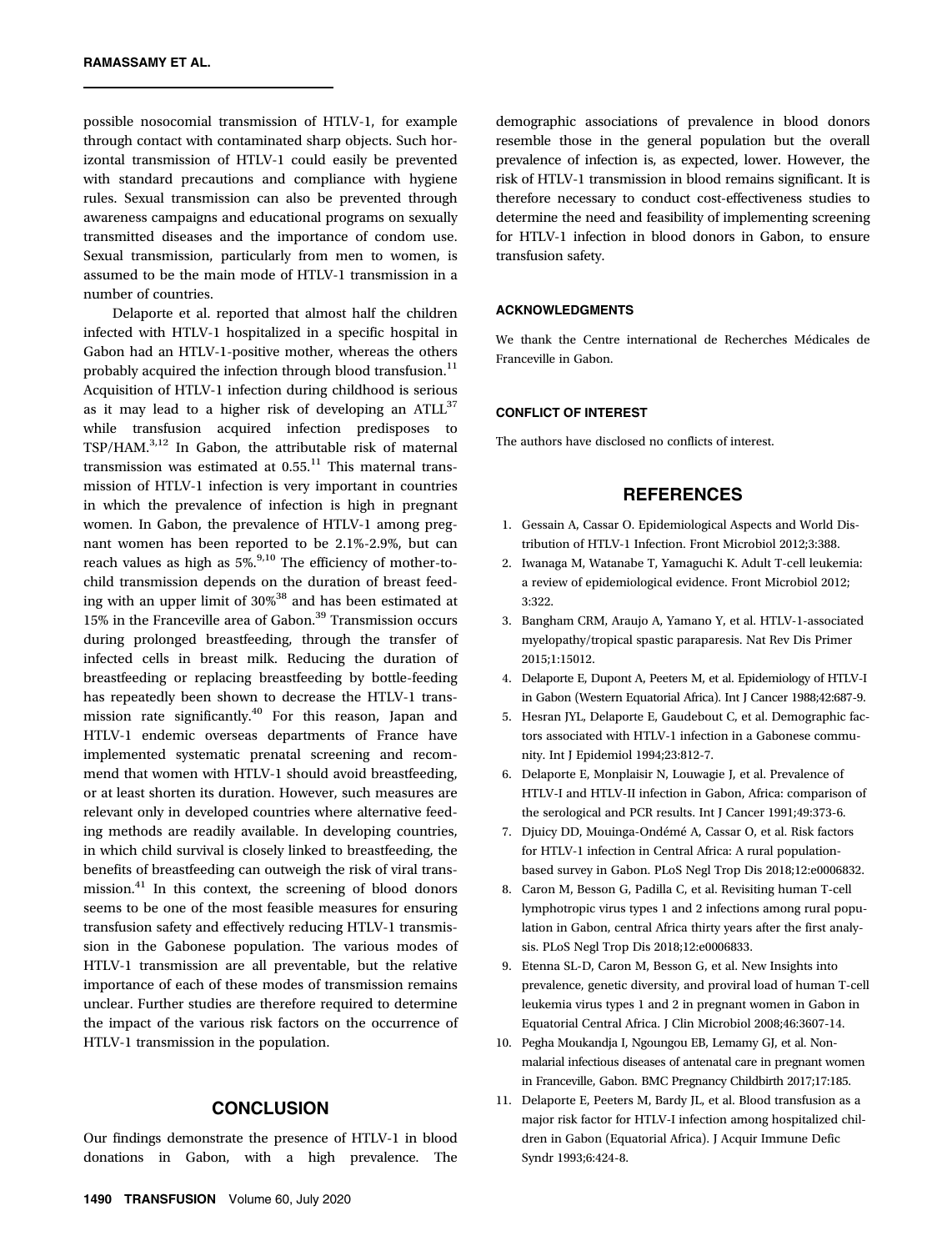possible nosocomial transmission of HTLV-1, for example through contact with contaminated sharp objects. Such horizontal transmission of HTLV-1 could easily be prevented with standard precautions and compliance with hygiene rules. Sexual transmission can also be prevented through awareness campaigns and educational programs on sexually transmitted diseases and the importance of condom use. Sexual transmission, particularly from men to women, is assumed to be the main mode of HTLV-1 transmission in a number of countries.

Delaporte et al. reported that almost half the children infected with HTLV-1 hospitalized in a specific hospital in Gabon had an HTLV-1-positive mother, whereas the others probably acquired the infection through blood transfusion.[11] Acquisition of HTLV-1 infection during childhood is serious as it may lead to a higher risk of developing an ATLL[37] while transfusion acquired infection predisposes to TSP/HAM.[3,12] In Gabon, the attributable risk of maternal transmission was estimated at 0.55.[11] This maternal transmission of HTLV-1 infection is very important in countries in which the prevalence of infection is high in pregnant women. In Gabon, the prevalence of HTLV-1 among pregnant women has been reported to be 2.1%-2.9%, but can reach values as high as 5%.[9,10] The efficiency of mother-to-child transmission depends on the duration of breast feeding with an upper limit of 30%[38] and has been estimated at 15% in the Franceville area of Gabon.[39] Transmission occurs during prolonged breastfeeding, through the transfer of infected cells in breast milk. Reducing the duration of breastfeeding or replacing breastfeeding by bottle-feeding has repeatedly been shown to decrease the HTLV-1 transmission rate significantly.[40] For this reason, Japan and HTLV-1 endemic overseas departments of France have implemented systematic prenatal screening and recommend that women with HTLV-1 should avoid breastfeeding, or at least shorten its duration. However, such measures are relevant only in developed countries where alternative feeding methods are readily available. In developing countries, in which child survival is closely linked to breastfeeding, the benefits of breastfeeding can outweigh the risk of viral transmission.[41] In this context, the screening of blood donors seems to be one of the most feasible measures for ensuring transfusion safety and effectively reducing HTLV-1 transmission in the Gabonese population. The various modes of HTLV-1 transmission are all preventable, but the relative importance of each of these modes of transmission remains unclear. Further studies are therefore required to determine the impact of the various risk factors on the occurrence of HTLV-1 transmission in the population.

## CONCLUSION

Our findings demonstrate the presence of HTLV-1 in blood donations in Gabon, with a high prevalence. The demographic associations of prevalence in blood donors resemble those in the general population but the overall prevalence of infection is, as expected, lower. However, the risk of HTLV-1 transmission in blood remains significant. It is therefore necessary to conduct cost-effectiveness studies to determine the need and feasibility of implementing screening for HTLV-1 infection in blood donors in Gabon, to ensure transfusion safety.

### ACKNOWLEDGMENTS

We thank the Centre international de Recherches Médicales de Franceville in Gabon.

### CONFLICT OF INTEREST

The authors have disclosed no conflicts of interest.

## REFERENCES

1. Gessain A, Cassar O. Epidemiological Aspects and World Distribution of HTLV-1 Infection. Front Microbiol 2012;3:388.
2. Iwanaga M, Watanabe T, Yamaguchi K. Adult T-cell leukemia: a review of epidemiological evidence. Front Microbiol 2012; 3:322.
3. Bangham CRM, Araujo A, Yamano Y, et al. HTLV-1-associated myelopathy/tropical spastic paraparesis. Nat Rev Dis Primer 2015;1:15012.
4. Delaporte E, Dupont A, Peeters M, et al. Epidemiology of HTLV-I in Gabon (Western Equatorial Africa). Int J Cancer 1988;42:687-9.
5. Hesran JYL, Delaporte E, Gaudebout C, et al. Demographic factors associated with HTLV-1 infection in a Gabonese community. Int J Epidemiol 1994;23:812-7.
6. Delaporte E, Monplaisir N, Louwagie J, et al. Prevalence of HTLV-I and HTLV-II infection in Gabon, Africa: comparison of the serological and PCR results. Int J Cancer 1991;49:373-6.
7. Djuicy DD, Mouinga-Ondémé A, Cassar O, et al. Risk factors for HTLV-1 infection in Central Africa: A rural population-based survey in Gabon. PLoS Negl Trop Dis 2018;12:e0006832.
8. Caron M, Besson G, Padilla C, et al. Revisiting human T-cell lymphotropic virus types 1 and 2 infections among rural population in Gabon, central Africa thirty years after the first analysis. PLoS Negl Trop Dis 2018;12:e0006833.
9. Etenna SL-D, Caron M, Besson G, et al. New Insights into prevalence, genetic diversity, and proviral load of human T-cell leukemia virus types 1 and 2 in pregnant women in Gabon in Equatorial Central Africa. J Clin Microbiol 2008;46:3607-14.
10. Pegha Moukandja I, Ngoungou EB, Lemamy GJ, et al. Non-malarial infectious diseases of antenatal care in pregnant women in Franceville, Gabon. BMC Pregnancy Childbirth 2017;17:185.
11. Delaporte E, Peeters M, Bardy JL, et al. Blood transfusion as a major risk factor for HTLV-I infection among hospitalized children in Gabon (Equatorial Africa). J Acquir Immune Defic Syndr 1993;6:424-8.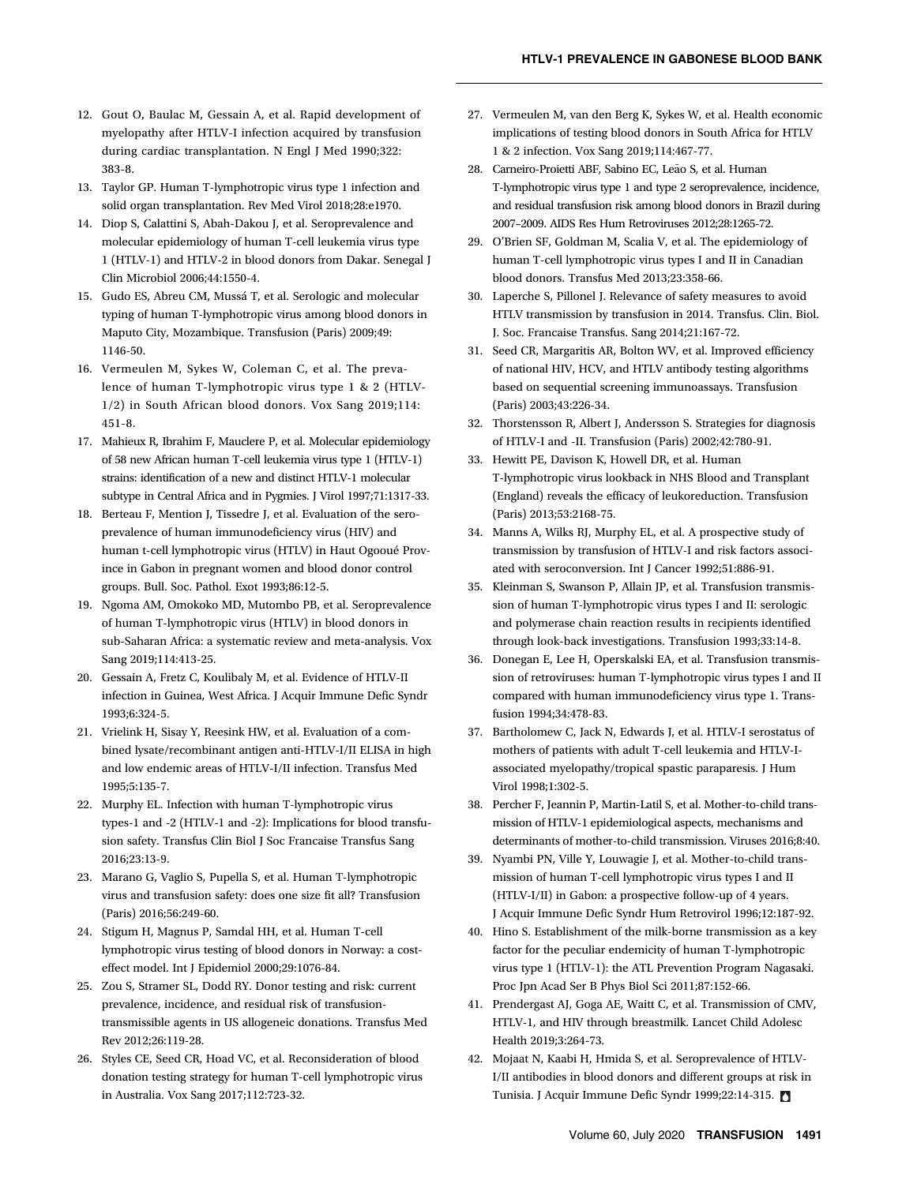12. Gout O, Baulac M, Gessain A, et al. Rapid development of myelopathy after HTLV-I infection acquired by transfusion during cardiac transplantation. N Engl J Med 1990;322: 383-8.
13. Taylor GP. Human T-lymphotropic virus type 1 infection and solid organ transplantation. Rev Med Virol 2018;28:e1970.
14. Diop S, Calattini S, Abah-Dakou J, et al. Seroprevalence and molecular epidemiology of human T-cell leukemia virus type 1 (HTLV-1) and HTLV-2 in blood donors from Dakar. Senegal J Clin Microbiol 2006;44:1550-4.
15. Gudo ES, Abreu CM, Mussá T, et al. Serologic and molecular typing of human T-lymphotropic virus among blood donors in Maputo City, Mozambique. Transfusion (Paris) 2009;49: 1146-50.
16. Vermeulen M, Sykes W, Coleman C, et al. The prevalence of human T-lymphotropic virus type 1 & 2 (HTLV-1/2) in South African blood donors. Vox Sang 2019;114: 451-8.
17. Mahieux R, Ibrahim F, Mauclere P, et al. Molecular epidemiology of 58 new African human T-cell leukemia virus type 1 (HTLV-1) strains: identification of a new and distinct HTLV-1 molecular subtype in Central Africa and in Pygmies. J Virol 1997;71:1317-33.
18. Berteau F, Mention J, Tissedre J, et al. Evaluation of the seroprevalence of human immunodeficiency virus (HIV) and human t-cell lymphotropic virus (HTLV) in Haut Ogooué Province in Gabon in pregnant women and blood donor control groups. Bull. Soc. Pathol. Exot 1993;86:12-5.
19. Ngoma AM, Omokoko MD, Mutombo PB, et al. Seroprevalence of human T-lymphotropic virus (HTLV) in blood donors in sub-Saharan Africa: a systematic review and meta-analysis. Vox Sang 2019;114:413-25.
20. Gessain A, Fretz C, Koulibaly M, et al. Evidence of HTLV-II infection in Guinea, West Africa. J Acquir Immune Defic Syndr 1993;6:324-5.
21. Vrielink H, Sisay Y, Reesink HW, et al. Evaluation of a combined lysate/recombinant antigen anti-HTLV-I/II ELISA in high and low endemic areas of HTLV-I/II infection. Transfus Med 1995;5:135-7.
22. Murphy EL. Infection with human T-lymphotropic virus types-1 and -2 (HTLV-1 and -2): Implications for blood transfusion safety. Transfus Clin Biol J Soc Francaise Transfus Sang 2016;23:13-9.
23. Marano G, Vaglio S, Pupella S, et al. Human T-lymphotropic virus and transfusion safety: does one size fit all? Transfusion (Paris) 2016;56:249-60.
24. Stigum H, Magnus P, Samdal HH, et al. Human T-cell lymphotropic virus testing of blood donors in Norway: a cost-effect model. Int J Epidemiol 2000;29:1076-84.
25. Zou S, Stramer SL, Dodd RY. Donor testing and risk: current prevalence, incidence, and residual risk of transfusion-transmissible agents in US allogeneic donations. Transfus Med Rev 2012;26:119-28.
26. Styles CE, Seed CR, Hoad VC, et al. Reconsideration of blood donation testing strategy for human T-cell lymphotropic virus in Australia. Vox Sang 2017;112:723-32.
27. Vermeulen M, van den Berg K, Sykes W, et al. Health economic implications of testing blood donors in South Africa for HTLV 1 & 2 infection. Vox Sang 2019;114:467-77.
28. Carneiro-Proietti ABF, Sabino EC, Leão S, et al. Human T-lymphotropic virus type 1 and type 2 seroprevalence, incidence, and residual transfusion risk among blood donors in Brazil during 2007–2009. AIDS Res Hum Retroviruses 2012;28:1265-72.
29. O'Brien SF, Goldman M, Scalia V, et al. The epidemiology of human T-cell lymphotropic virus types I and II in Canadian blood donors. Transfus Med 2013;23:358-66.
30. Laperche S, Pillonel J. Relevance of safety measures to avoid HTLV transmission by transfusion in 2014. Transfus. Clin. Biol. J. Soc. Francaise Transfus. Sang 2014;21:167-72.
31. Seed CR, Margaritis AR, Bolton WV, et al. Improved efficiency of national HIV, HCV, and HTLV antibody testing algorithms based on sequential screening immunoassays. Transfusion (Paris) 2003;43:226-34.
32. Thorstensson R, Albert J, Andersson S. Strategies for diagnosis of HTLV-I and -II. Transfusion (Paris) 2002;42:780-91.
33. Hewitt PE, Davison K, Howell DR, et al. Human T-lymphotropic virus lookback in NHS Blood and Transplant (England) reveals the efficacy of leukoreduction. Transfusion (Paris) 2013;53:2168-75.
34. Manns A, Wilks RJ, Murphy EL, et al. A prospective study of transmission by transfusion of HTLV-I and risk factors associated with seroconversion. Int J Cancer 1992;51:886-91.
35. Kleinman S, Swanson P, Allain JP, et al. Transfusion transmission of human T-lymphotropic virus types I and II: serologic and polymerase chain reaction results in recipients identified through look-back investigations. Transfusion 1993;33:14-8.
36. Donegan E, Lee H, Operskalski EA, et al. Transfusion transmission of retroviruses: human T-lymphotropic virus types I and II compared with human immunodeficiency virus type 1. Transfusion 1994;34:478-83.
37. Bartholomew C, Jack N, Edwards J, et al. HTLV-I serostatus of mothers of patients with adult T-cell leukemia and HTLV-I-associated myelopathy/tropical spastic paraparesis. J Hum Virol 1998;1:302-5.
38. Percher F, Jeannin P, Martin-Latil S, et al. Mother-to-child transmission of HTLV-1 epidemiological aspects, mechanisms and determinants of mother-to-child transmission. Viruses 2016;8:40.
39. Nyambi PN, Ville Y, Louwagie J, et al. Mother-to-child transmission of human T-cell lymphotropic virus types I and II (HTLV-I/II) in Gabon: a prospective follow-up of 4 years. J Acquir Immune Defic Syndr Hum Retrovirol 1996;12:187-92.
40. Hino S. Establishment of the milk-borne transmission as a key factor for the peculiar endemicity of human T-lymphotropic virus type 1 (HTLV-1): the ATL Prevention Program Nagasaki. Proc Jpn Acad Ser B Phys Biol Sci 2011;87:152-66.
41. Prendergast AJ, Goga AE, Waitt C, et al. Transmission of CMV, HTLV-1, and HIV through breastmilk. Lancet Child Adolesc Health 2019;3:264-73.
42. Mojaat N, Kaabi H, Hmida S, et al. Seroprevalence of HTLV-I/II antibodies in blood donors and different groups at risk in Tunisia. J Acquir Immune Defic Syndr 1999;22:14-315.